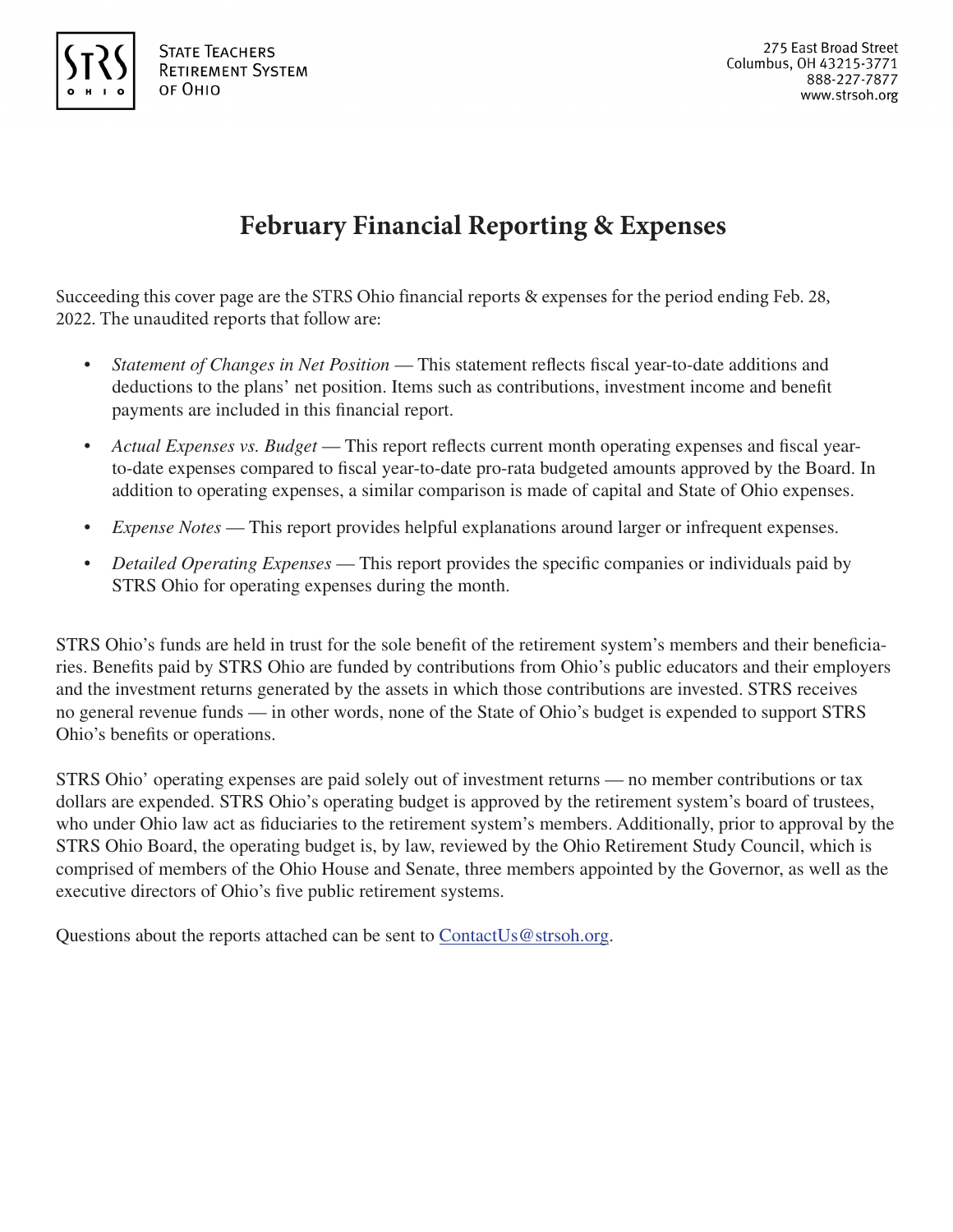STATE TEACHERS
RETIREMENT SYSTEM
OF OHIO

275 East Broad Street
Columbus, OH 43215-3771
888-227-7877
www.strsoh.org

# February Financial Reporting & Expenses

Succeeding this cover page are the STRS Ohio financial reports & expenses for the period ending Feb. 28, 2022. The unaudited reports that follow are:

- *Statement of Changes in Net Position* — This statement reflects fiscal year-to-date additions and deductions to the plans' net position. Items such as contributions, investment income and benefit payments are included in this financial report.
- *Actual Expenses vs. Budget* — This report reflects current month operating expenses and fiscal year-to-date expenses compared to fiscal year-to-date pro-rata budgeted amounts approved by the Board. In addition to operating expenses, a similar comparison is made of capital and State of Ohio expenses.
- *Expense Notes* — This report provides helpful explanations around larger or infrequent expenses.
- *Detailed Operating Expenses* — This report provides the specific companies or individuals paid by STRS Ohio for operating expenses during the month.

STRS Ohio's funds are held in trust for the sole benefit of the retirement system's members and their beneficiaries. Benefits paid by STRS Ohio are funded by contributions from Ohio's public educators and their employers and the investment returns generated by the assets in which those contributions are invested. STRS receives no general revenue funds — in other words, none of the State of Ohio's budget is expended to support STRS Ohio's benefits or operations.

STRS Ohio' operating expenses are paid solely out of investment returns — no member contributions or tax dollars are expended. STRS Ohio's operating budget is approved by the retirement system's board of trustees, who under Ohio law act as fiduciaries to the retirement system's members. Additionally, prior to approval by the STRS Ohio Board, the operating budget is, by law, reviewed by the Ohio Retirement Study Council, which is comprised of members of the Ohio House and Senate, three members appointed by the Governor, as well as the executive directors of Ohio's five public retirement systems.

Questions about the reports attached can be sent to ContactUs@strsoh.org.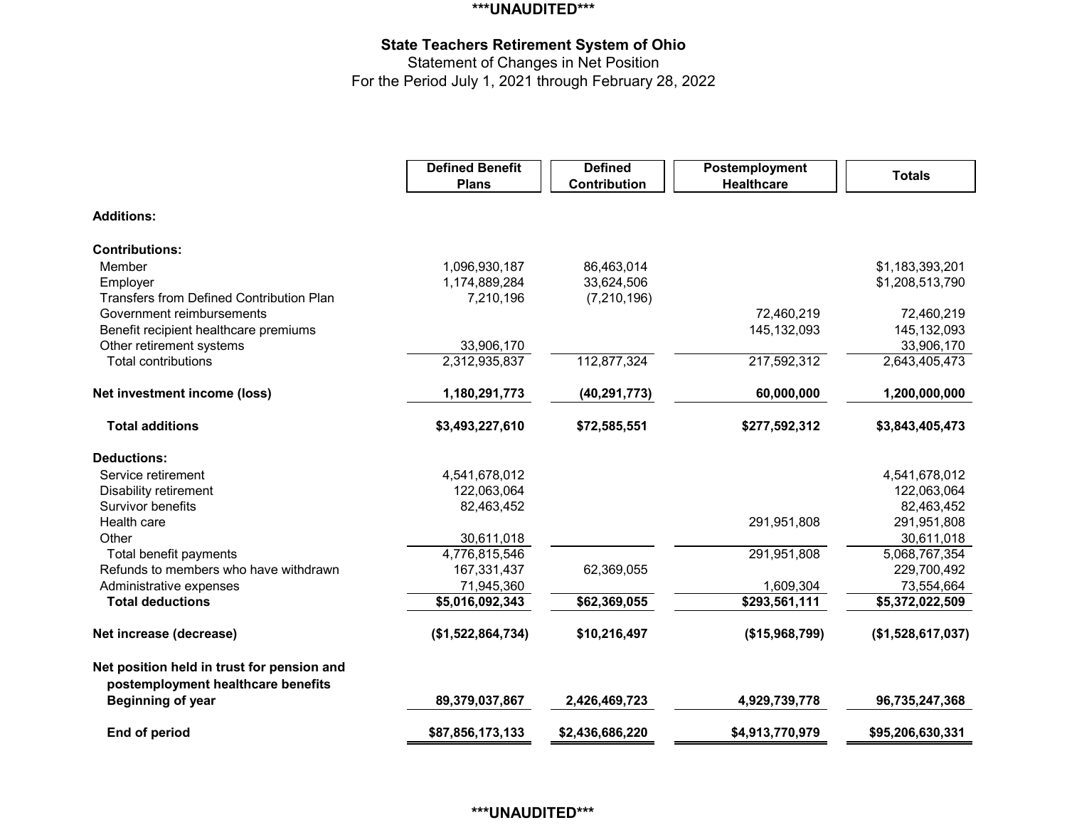***UNAUDITED***

# State Teachers Retirement System of Ohio

Statement of Changes in Net Position

For the Period July 1, 2021 through February 28, 2022

| | Defined Benefit Plans | Defined Contribution | Postemployment Healthcare | Totals |
|---|---|---|---|---|
| **Additions:** | | | | |
| **Contributions:** | | | | |
| Member | 1,096,930,187 | 86,463,014 | | $1,183,393,201 |
| Employer | 1,174,889,284 | 33,624,506 | | $1,208,513,790 |
| Transfers from Defined Contribution Plan | 7,210,196 | (7,210,196) | | |
| Government reimbursements | | | 72,460,219 | 72,460,219 |
| Benefit recipient healthcare premiums | | | 145,132,093 | 145,132,093 |
| Other retirement systems | 33,906,170 | | | 33,906,170 |
| Total contributions | 2,312,935,837 | 112,877,324 | 217,592,312 | 2,643,405,473 |
| **Net investment income (loss)** | **1,180,291,773** | **(40,291,773)** | **60,000,000** | **1,200,000,000** |
| **Total additions** | **$3,493,227,610** | **$72,585,551** | **$277,592,312** | **$3,843,405,473** |
| **Deductions:** | | | | |
| Service retirement | 4,541,678,012 | | | 4,541,678,012 |
| Disability retirement | 122,063,064 | | | 122,063,064 |
| Survivor benefits | 82,463,452 | | | 82,463,452 |
| Health care | | | 291,951,808 | 291,951,808 |
| Other | 30,611,018 | | | 30,611,018 |
| Total benefit payments | 4,776,815,546 | | 291,951,808 | 5,068,767,354 |
| Refunds to members who have withdrawn | 167,331,437 | 62,369,055 | | 229,700,492 |
| Administrative expenses | 71,945,360 | | 1,609,304 | 73,554,664 |
| **Total deductions** | **$5,016,092,343** | **$62,369,055** | **$293,561,111** | **$5,372,022,509** |
| **Net increase (decrease)** | **($1,522,864,734)** | **$10,216,497** | **($15,968,799)** | **($1,528,617,037)** |
| **Net position held in trust for pension and postemployment healthcare benefits Beginning of year** | **89,379,037,867** | **2,426,469,723** | **4,929,739,778** | **96,735,247,368** |
| **End of period** | **$87,856,173,133** | **$2,436,686,220** | **$4,913,770,979** | **$95,206,630,331** |

***UNAUDITED***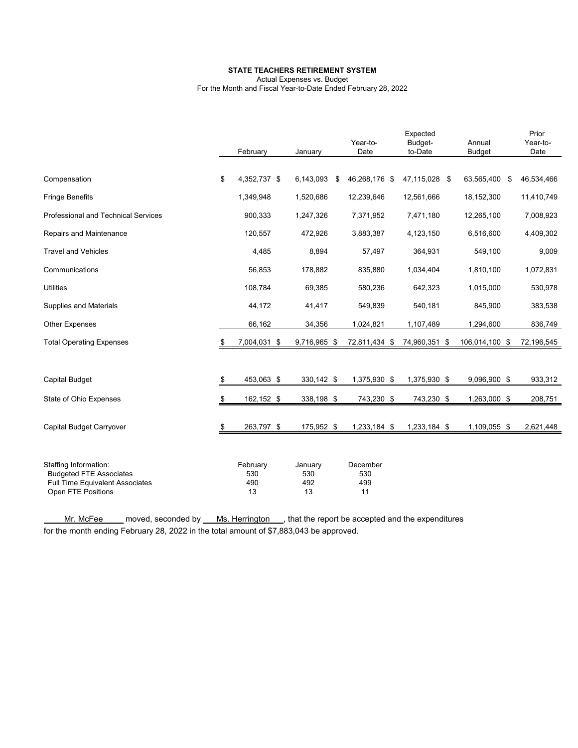**STATE TEACHERS RETIREMENT SYSTEM**

Actual Expenses vs. Budget

For the Month and Fiscal Year-to-Date Ended February 28, 2022

| | February | January | Year-to-Date | Expected Budget-to-Date | Annual Budget | Prior Year-to-Date |
|---|---|---|---|---|---|---|
| Compensation | $ 4,352,737 | $ 6,143,093 | $ 46,268,176 | $ 47,115,028 | $ 63,565,400 | $ 46,534,466 |
| Fringe Benefits | 1,349,948 | 1,520,686 | 12,239,646 | 12,561,666 | 18,152,300 | 11,410,749 |
| Professional and Technical Services | 900,333 | 1,247,326 | 7,371,952 | 7,471,180 | 12,265,100 | 7,008,923 |
| Repairs and Maintenance | 120,557 | 472,926 | 3,883,387 | 4,123,150 | 6,516,600 | 4,409,302 |
| Travel and Vehicles | 4,485 | 8,894 | 57,497 | 364,931 | 549,100 | 9,009 |
| Communications | 56,853 | 178,882 | 835,880 | 1,034,404 | 1,810,100 | 1,072,831 |
| Utilities | 108,784 | 69,385 | 580,236 | 642,323 | 1,015,000 | 530,978 |
| Supplies and Materials | 44,172 | 41,417 | 549,839 | 540,181 | 845,900 | 383,538 |
| Other Expenses | 66,162 | 34,356 | 1,024,821 | 1,107,489 | 1,294,600 | 836,749 |
| Total Operating Expenses | $ 7,004,031 | $ 9,716,965 | $ 72,811,434 | $ 74,960,351 | $ 106,014,100 | $ 72,196,545 |
| Capital Budget | $ 453,063 | $ 330,142 | $ 1,375,930 | $ 1,375,930 | $ 9,096,900 | $ 933,312 |
| State of Ohio Expenses | $ 162,152 | $ 338,198 | $ 743,230 | $ 743,230 | $ 1,263,000 | $ 208,751 |
| Capital Budget Carryover | $ 263,797 | $ 175,952 | $ 1,233,184 | $ 1,233,184 | $ 1,109,055 | $ 2,621,448 |

| Staffing Information: | February | January | December |
|---|---|---|---|
| Budgeted FTE Associates | 530 | 530 | 530 |
| Full Time Equivalent Associates | 490 | 492 | 499 |
| Open FTE Positions | 13 | 13 | 11 |

Mr. McFee moved, seconded by Ms. Herrington, that the report be accepted and the expenditures for the month ending February 28, 2022 in the total amount of $7,883,043 be approved.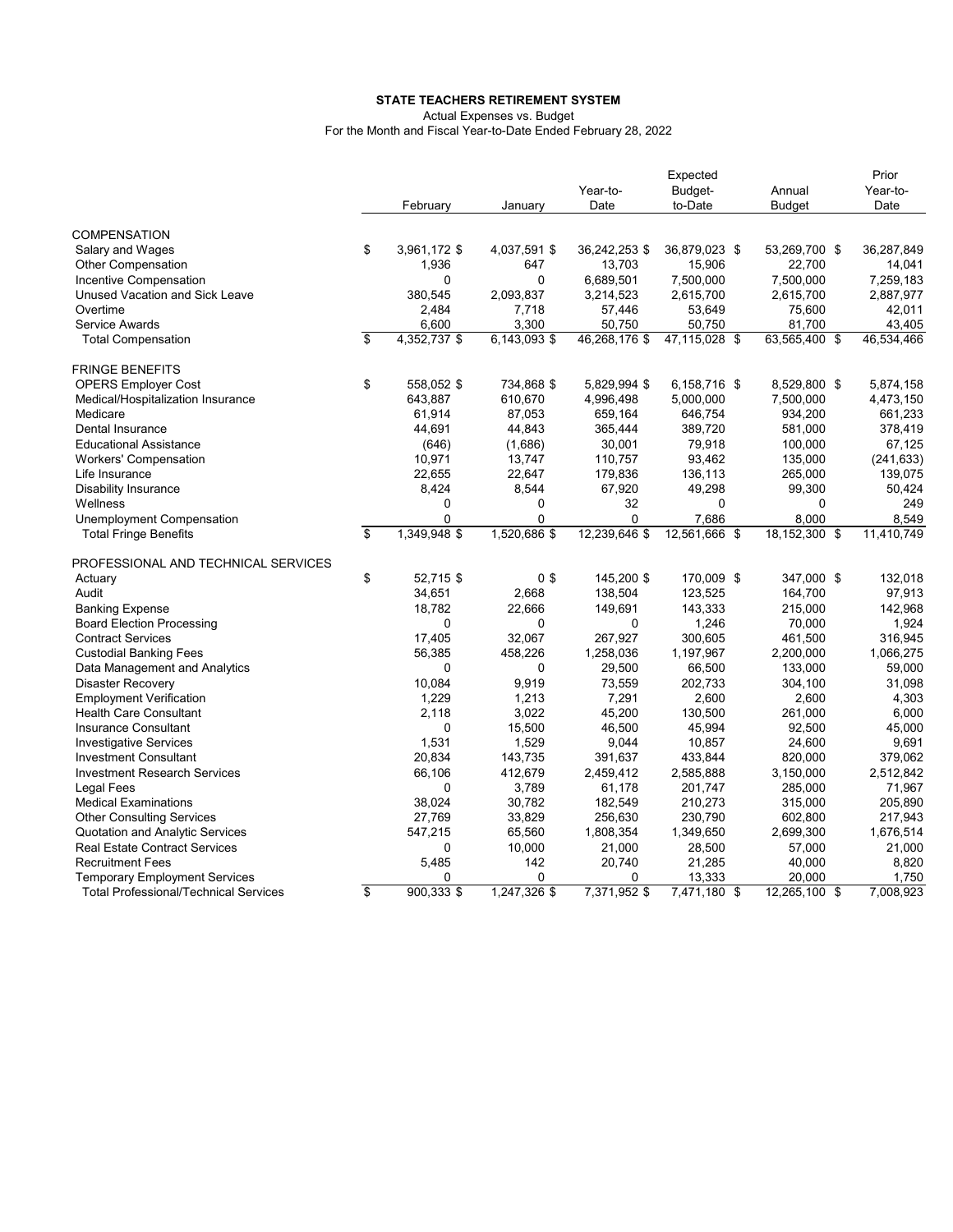**STATE TEACHERS RETIREMENT SYSTEM**

Actual Expenses vs. Budget

For the Month and Fiscal Year-to-Date Ended February 28, 2022

| | February | January | Year-to-Date | Expected Budget-to-Date | Annual Budget | Prior Year-to-Date |
|---|---|---|---|---|---|---|
| COMPENSATION | | | | | | |
| Salary and Wages | $ 3,961,172 | $ 4,037,591 | $ 36,242,253 | $ 36,879,023 | $ 53,269,700 | $ 36,287,849 |
| Other Compensation | 1,936 | 647 | 13,703 | 15,906 | 22,700 | 14,041 |
| Incentive Compensation | 0 | 0 | 6,689,501 | 7,500,000 | 7,500,000 | 7,259,183 |
| Unused Vacation and Sick Leave | 380,545 | 2,093,837 | 3,214,523 | 2,615,700 | 2,615,700 | 2,887,977 |
| Overtime | 2,484 | 7,718 | 57,446 | 53,649 | 75,600 | 42,011 |
| Service Awards | 6,600 | 3,300 | 50,750 | 50,750 | 81,700 | 43,405 |
| Total Compensation | $ 4,352,737 | $ 6,143,093 | $ 46,268,176 | $ 47,115,028 | $ 63,565,400 | $ 46,534,466 |
| FRINGE BENEFITS | | | | | | |
| OPERS Employer Cost | $ 558,052 | $ 734,868 | $ 5,829,994 | $ 6,158,716 | $ 8,529,800 | $ 5,874,158 |
| Medical/Hospitalization Insurance | 643,887 | 610,670 | 4,996,498 | 5,000,000 | 7,500,000 | 4,473,150 |
| Medicare | 61,914 | 87,053 | 659,164 | 646,754 | 934,200 | 661,233 |
| Dental Insurance | 44,691 | 44,843 | 365,444 | 389,720 | 581,000 | 378,419 |
| Educational Assistance | (646) | (1,686) | 30,001 | 79,918 | 100,000 | 67,125 |
| Workers' Compensation | 10,971 | 13,747 | 110,757 | 93,462 | 135,000 | (241,633) |
| Life Insurance | 22,655 | 22,647 | 179,836 | 136,113 | 265,000 | 139,075 |
| Disability Insurance | 8,424 | 8,544 | 67,920 | 49,298 | 99,300 | 50,424 |
| Wellness | 0 | 0 | 32 | 0 | 0 | 249 |
| Unemployment Compensation | 0 | 0 | 0 | 7,686 | 8,000 | 8,549 |
| Total Fringe Benefits | $ 1,349,948 | $ 1,520,686 | $ 12,239,646 | $ 12,561,666 | $ 18,152,300 | $ 11,410,749 |
| PROFESSIONAL AND TECHNICAL SERVICES | | | | | | |
| Actuary | $ 52,715 | $ 0 | $ 145,200 | $ 170,009 | $ 347,000 | $ 132,018 |
| Audit | 34,651 | 2,668 | 138,504 | 123,525 | 164,700 | 97,913 |
| Banking Expense | 18,782 | 22,666 | 149,691 | 143,333 | 215,000 | 142,968 |
| Board Election Processing | 0 | 0 | 0 | 1,246 | 70,000 | 1,924 |
| Contract Services | 17,405 | 32,067 | 267,927 | 300,605 | 461,500 | 316,945 |
| Custodial Banking Fees | 56,385 | 458,226 | 1,258,036 | 1,197,967 | 2,200,000 | 1,066,275 |
| Data Management and Analytics | 0 | 0 | 29,500 | 66,500 | 133,000 | 59,000 |
| Disaster Recovery | 10,084 | 9,919 | 73,559 | 202,733 | 304,100 | 31,098 |
| Employment Verification | 1,229 | 1,213 | 7,291 | 2,600 | 2,600 | 4,303 |
| Health Care Consultant | 2,118 | 3,022 | 45,200 | 130,500 | 261,000 | 6,000 |
| Insurance Consultant | 0 | 15,500 | 46,500 | 45,994 | 92,500 | 45,000 |
| Investigative Services | 1,531 | 1,529 | 9,044 | 10,857 | 24,600 | 9,691 |
| Investment Consultant | 20,834 | 143,735 | 391,637 | 433,844 | 820,000 | 379,062 |
| Investment Research Services | 66,106 | 412,679 | 2,459,412 | 2,585,888 | 3,150,000 | 2,512,842 |
| Legal Fees | 0 | 3,789 | 61,178 | 201,747 | 285,000 | 71,967 |
| Medical Examinations | 38,024 | 30,782 | 182,549 | 210,273 | 315,000 | 205,890 |
| Other Consulting Services | 27,769 | 33,829 | 256,630 | 230,790 | 602,800 | 217,943 |
| Quotation and Analytic Services | 547,215 | 65,560 | 1,808,354 | 1,349,650 | 2,699,300 | 1,676,514 |
| Real Estate Contract Services | 0 | 10,000 | 21,000 | 28,500 | 57,000 | 21,000 |
| Recruitment Fees | 5,485 | 142 | 20,740 | 21,285 | 40,000 | 8,820 |
| Temporary Employment Services | 0 | 0 | 0 | 13,333 | 20,000 | 1,750 |
| Total Professional/Technical Services | $ 900,333 | $ 1,247,326 | $ 7,371,952 | $ 7,471,180 | $ 12,265,100 | $ 7,008,923 |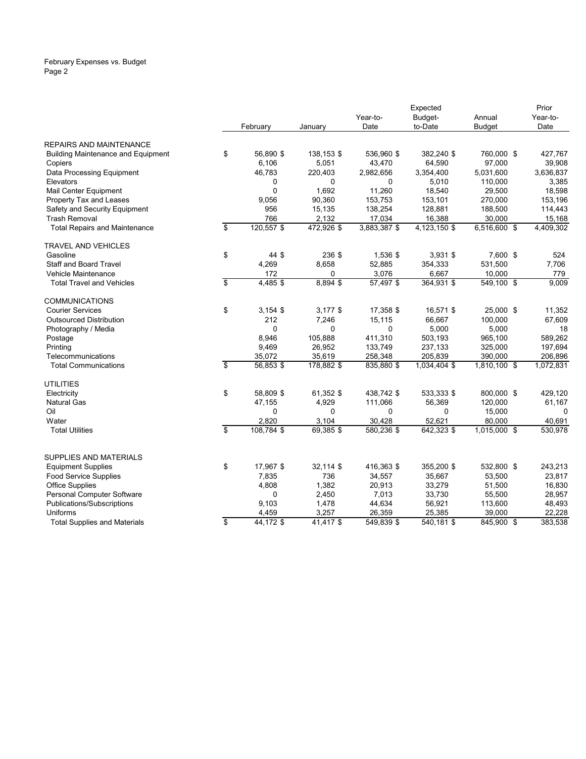February Expenses vs. Budget
Page 2

| | February | January | Year-to-Date | Expected Budget-to-Date | Annual Budget | Prior Year-to-Date |
|---|---|---|---|---|---|---|
| REPAIRS AND MAINTENANCE | | | | | | |
| Building Maintenance and Equipment | $ 56,890 | $ 138,153 | $ 536,960 | $ 382,240 | $ 760,000 | $ 427,767 |
| Copiers | 6,106 | 5,051 | 43,470 | 64,590 | 97,000 | 39,908 |
| Data Processing Equipment | 46,783 | 220,403 | 2,982,656 | 3,354,400 | 5,031,600 | 3,636,837 |
| Elevators | 0 | 0 | 0 | 5,010 | 110,000 | 3,385 |
| Mail Center Equipment | 0 | 1,692 | 11,260 | 18,540 | 29,500 | 18,598 |
| Property Tax and Leases | 9,056 | 90,360 | 153,753 | 153,101 | 270,000 | 153,196 |
| Safety and Security Equipment | 956 | 15,135 | 138,254 | 128,881 | 188,500 | 114,443 |
| Trash Removal | 766 | 2,132 | 17,034 | 16,388 | 30,000 | 15,168 |
| Total Repairs and Maintenance | $ 120,557 | $ 472,926 | $ 3,883,387 | $ 4,123,150 | $ 6,516,600 | $ 4,409,302 |
| TRAVEL AND VEHICLES | | | | | | |
| Gasoline | $ 44 | $ 236 | $ 1,536 | $ 3,931 | $ 7,600 | $ 524 |
| Staff and Board Travel | 4,269 | 8,658 | 52,885 | 354,333 | 531,500 | 7,706 |
| Vehicle Maintenance | 172 | 0 | 3,076 | 6,667 | 10,000 | 779 |
| Total Travel and Vehicles | $ 4,485 | $ 8,894 | $ 57,497 | $ 364,931 | $ 549,100 | $ 9,009 |
| COMMUNICATIONS | | | | | | |
| Courier Services | $ 3,154 | $ 3,177 | $ 17,358 | $ 16,571 | $ 25,000 | $ 11,352 |
| Outsourced Distribution | 212 | 7,246 | 15,115 | 66,667 | 100,000 | 67,609 |
| Photography / Media | 0 | 0 | 0 | 5,000 | 5,000 | 18 |
| Postage | 8,946 | 105,888 | 411,310 | 503,193 | 965,100 | 589,262 |
| Printing | 9,469 | 26,952 | 133,749 | 237,133 | 325,000 | 197,694 |
| Telecommunications | 35,072 | 35,619 | 258,348 | 205,839 | 390,000 | 206,896 |
| Total Communications | $ 56,853 | $ 178,882 | $ 835,880 | $ 1,034,404 | $ 1,810,100 | $ 1,072,831 |
| UTILITIES | | | | | | |
| Electricity | $ 58,809 | $ 61,352 | $ 438,742 | $ 533,333 | $ 800,000 | $ 429,120 |
| Natural Gas | 47,155 | 4,929 | 111,066 | 56,369 | 120,000 | 61,167 |
| Oil | 0 | 0 | 0 | 0 | 15,000 | 0 |
| Water | 2,820 | 3,104 | 30,428 | 52,621 | 80,000 | 40,691 |
| Total Utilities | $ 108,784 | $ 69,385 | $ 580,236 | $ 642,323 | $ 1,015,000 | $ 530,978 |
| SUPPLIES AND MATERIALS | | | | | | |
| Equipment Supplies | $ 17,967 | $ 32,114 | $ 416,363 | $ 355,200 | $ 532,800 | $ 243,213 |
| Food Service Supplies | 7,835 | 736 | 34,557 | 35,667 | 53,500 | 23,817 |
| Office Supplies | 4,808 | 1,382 | 20,913 | 33,279 | 51,500 | 16,830 |
| Personal Computer Software | 0 | 2,450 | 7,013 | 33,730 | 55,500 | 28,957 |
| Publications/Subscriptions | 9,103 | 1,478 | 44,634 | 56,921 | 113,600 | 48,493 |
| Uniforms | 4,459 | 3,257 | 26,359 | 25,385 | 39,000 | 22,228 |
| Total Supplies and Materials | $ 44,172 | $ 41,417 | $ 549,839 | $ 540,181 | $ 845,900 | $ 383,538 |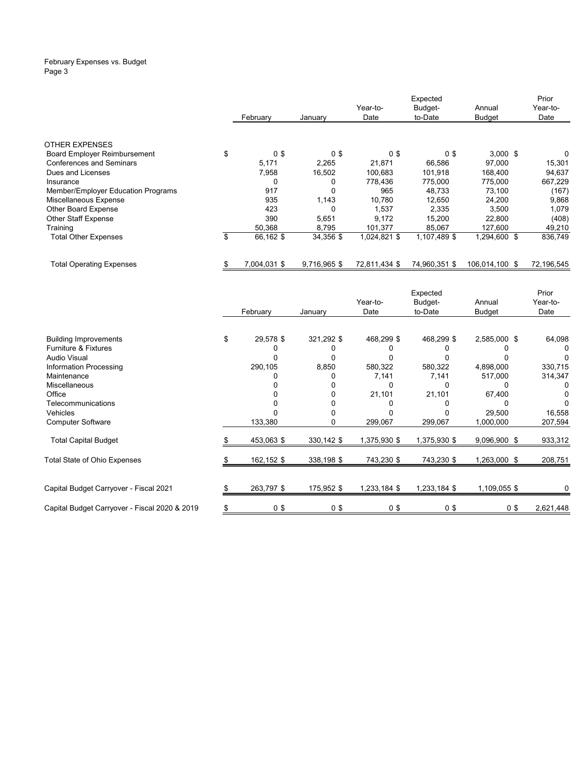February Expenses vs. Budget
Page 3

| | February | January | Year-to-Date | Expected Budget-to-Date | Annual Budget | Prior Year-to-Date |
|---|---|---|---|---|---|---|
| OTHER EXPENSES | | | | | | |
| Board Employer Reimbursement | $ 0 | $ 0 | $ 0 | $ 0 | $ 3,000 | $ 0 |
| Conferences and Seminars | 5,171 | 2,265 | 21,871 | 66,586 | 97,000 | 15,301 |
| Dues and Licenses | 7,958 | 16,502 | 100,683 | 101,918 | 168,400 | 94,637 |
| Insurance | 0 | 0 | 778,436 | 775,000 | 775,000 | 667,229 |
| Member/Employer Education Programs | 917 | 0 | 965 | 48,733 | 73,100 | (167) |
| Miscellaneous Expense | 935 | 1,143 | 10,780 | 12,650 | 24,200 | 9,868 |
| Other Board Expense | 423 | 0 | 1,537 | 2,335 | 3,500 | 1,079 |
| Other Staff Expense | 390 | 5,651 | 9,172 | 15,200 | 22,800 | (408) |
| Training | 50,368 | 8,795 | 101,377 | 85,067 | 127,600 | 49,210 |
| Total Other Expenses | $ 66,162 | $ 34,356 | $ 1,024,821 | $ 1,107,489 | $ 1,294,600 | $ 836,749 |
| | | | | | | |
| Total Operating Expenses | $ 7,004,031 | $ 9,716,965 | $ 72,811,434 | $ 74,960,351 | $ 106,014,100 | $ 72,196,545 |

| | February | January | Year-to-Date | Expected Budget-to-Date | Annual Budget | Prior Year-to-Date |
|---|---|---|---|---|---|---|
| Building Improvements | $ 29,578 | $ 321,292 | $ 468,299 | $ 468,299 | $ 2,585,000 | $ 64,098 |
| Furniture & Fixtures | 0 | 0 | 0 | 0 | 0 | 0 |
| Audio Visual | 0 | 0 | 0 | 0 | 0 | 0 |
| Information Processing | 290,105 | 8,850 | 580,322 | 580,322 | 4,898,000 | 330,715 |
| Maintenance | 0 | 0 | 7,141 | 7,141 | 517,000 | 314,347 |
| Miscellaneous | 0 | 0 | 0 | 0 | 0 | 0 |
| Office | 0 | 0 | 21,101 | 21,101 | 67,400 | 0 |
| Telecommunications | 0 | 0 | 0 | 0 | 0 | 0 |
| Vehicles | 0 | 0 | 0 | 0 | 29,500 | 16,558 |
| Computer Software | 133,380 | 0 | 299,067 | 299,067 | 1,000,000 | 207,594 |
| Total Capital Budget | $ 453,063 | $ 330,142 | $ 1,375,930 | $ 1,375,930 | $ 9,096,900 | $ 933,312 |
| Total State of Ohio Expenses | $ 162,152 | $ 338,198 | $ 743,230 | $ 743,230 | $ 1,263,000 | $ 208,751 |
| Capital Budget Carryover - Fiscal 2021 | $ 263,797 | $ 175,952 | $ 1,233,184 | $ 1,233,184 | $ 1,109,055 | $ 0 |
| Capital Budget Carryover - Fiscal 2020 & 2019 | $ 0 | $ 0 | $ 0 | $ 0 | $ 0 | $ 2,621,448 |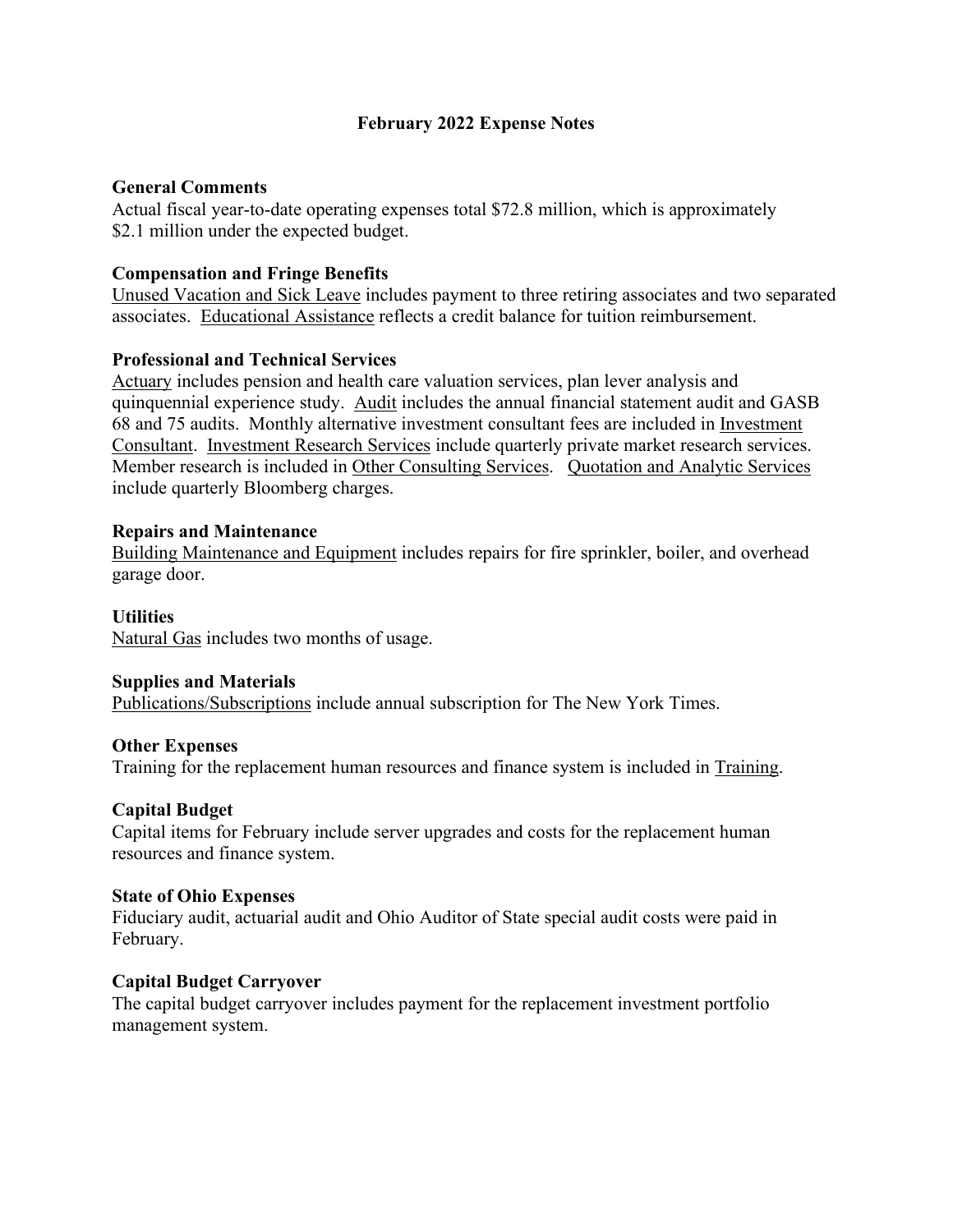# February 2022 Expense Notes

**General Comments**

Actual fiscal year-to-date operating expenses total $72.8 million, which is approximately $2.1 million under the expected budget.

**Compensation and Fringe Benefits**

Unused Vacation and Sick Leave includes payment to three retiring associates and two separated associates. Educational Assistance reflects a credit balance for tuition reimbursement.

**Professional and Technical Services**

Actuary includes pension and health care valuation services, plan lever analysis and quinquennial experience study. Audit includes the annual financial statement audit and GASB 68 and 75 audits. Monthly alternative investment consultant fees are included in Investment Consultant. Investment Research Services include quarterly private market research services. Member research is included in Other Consulting Services. Quotation and Analytic Services include quarterly Bloomberg charges.

**Repairs and Maintenance**

Building Maintenance and Equipment includes repairs for fire sprinkler, boiler, and overhead garage door.

**Utilities**

Natural Gas includes two months of usage.

**Supplies and Materials**

Publications/Subscriptions include annual subscription for The New York Times.

**Other Expenses**

Training for the replacement human resources and finance system is included in Training.

**Capital Budget**

Capital items for February include server upgrades and costs for the replacement human resources and finance system.

**State of Ohio Expenses**

Fiduciary audit, actuarial audit and Ohio Auditor of State special audit costs were paid in February.

**Capital Budget Carryover**

The capital budget carryover includes payment for the replacement investment portfolio management system.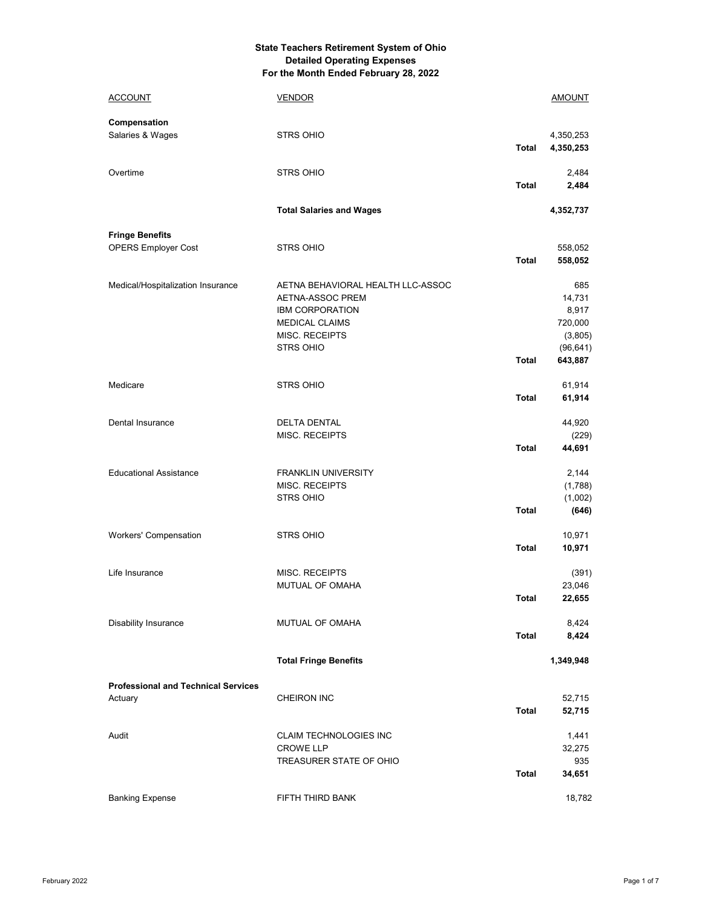**State Teachers Retirement System of Ohio**
**Detailed Operating Expenses**
**For the Month Ended February 28, 2022**

| ACCOUNT | VENDOR | | AMOUNT |
|---|---|---|---|
| **Compensation** | | | |
| Salaries & Wages | STRS OHIO | | 4,350,253 |
| | | **Total** | **4,350,253** |
| Overtime | STRS OHIO | | 2,484 |
| | | **Total** | **2,484** |
| | **Total Salaries and Wages** | | **4,352,737** |
| **Fringe Benefits** | | | |
| OPERS Employer Cost | STRS OHIO | | 558,052 |
| | | **Total** | **558,052** |
| Medical/Hospitalization Insurance | AETNA BEHAVIORAL HEALTH LLC-ASSOC | | 685 |
| | AETNA-ASSOC PREM | | 14,731 |
| | IBM CORPORATION | | 8,917 |
| | MEDICAL CLAIMS | | 720,000 |
| | MISC. RECEIPTS | | (3,805) |
| | STRS OHIO | | (96,641) |
| | | **Total** | **643,887** |
| Medicare | STRS OHIO | | 61,914 |
| | | **Total** | **61,914** |
| Dental Insurance | DELTA DENTAL | | 44,920 |
| | MISC. RECEIPTS | | (229) |
| | | **Total** | **44,691** |
| Educational Assistance | FRANKLIN UNIVERSITY | | 2,144 |
| | MISC. RECEIPTS | | (1,788) |
| | STRS OHIO | | (1,002) |
| | | **Total** | **(646)** |
| Workers' Compensation | STRS OHIO | | 10,971 |
| | | **Total** | **10,971** |
| Life Insurance | MISC. RECEIPTS | | (391) |
| | MUTUAL OF OMAHA | | 23,046 |
| | | **Total** | **22,655** |
| Disability Insurance | MUTUAL OF OMAHA | | 8,424 |
| | | **Total** | **8,424** |
| | **Total Fringe Benefits** | | **1,349,948** |
| **Professional and Technical Services** | | | |
| Actuary | CHEIRON INC | | 52,715 |
| | | **Total** | **52,715** |
| Audit | CLAIM TECHNOLOGIES INC | | 1,441 |
| | CROWE LLP | | 32,275 |
| | TREASURER STATE OF OHIO | | 935 |
| | | **Total** | **34,651** |
| Banking Expense | FIFTH THIRD BANK | | 18,782 |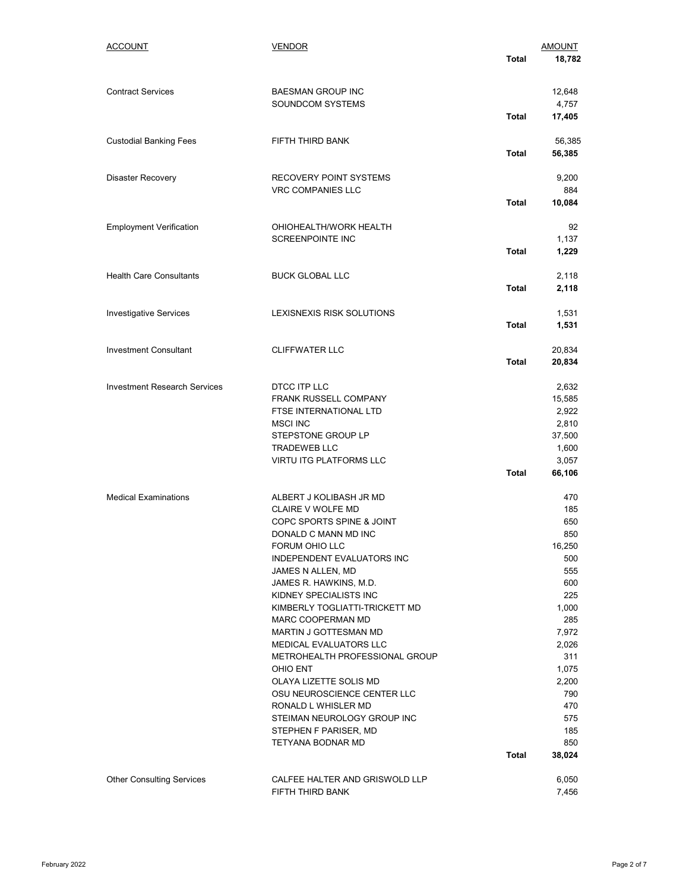| ACCOUNT | VENDOR | | AMOUNT |
|---|---|---|---|
| | | **Total** | **18,782** |
| Contract Services | BAESMAN GROUP INC | | 12,648 |
| | SOUNDCOM SYSTEMS | | 4,757 |
| | | **Total** | **17,405** |
| Custodial Banking Fees | FIFTH THIRD BANK | | 56,385 |
| | | **Total** | **56,385** |
| Disaster Recovery | RECOVERY POINT SYSTEMS | | 9,200 |
| | VRC COMPANIES LLC | | 884 |
| | | **Total** | **10,084** |
| Employment Verification | OHIOHEALTH/WORK HEALTH | | 92 |
| | SCREENPOINTE INC | | 1,137 |
| | | **Total** | **1,229** |
| Health Care Consultants | BUCK GLOBAL LLC | | 2,118 |
| | | **Total** | **2,118** |
| Investigative Services | LEXISNEXIS RISK SOLUTIONS | | 1,531 |
| | | **Total** | **1,531** |
| Investment Consultant | CLIFFWATER LLC | | 20,834 |
| | | **Total** | **20,834** |
| Investment Research Services | DTCC ITP LLC | | 2,632 |
| | FRANK RUSSELL COMPANY | | 15,585 |
| | FTSE INTERNATIONAL LTD | | 2,922 |
| | MSCI INC | | 2,810 |
| | STEPSTONE GROUP LP | | 37,500 |
| | TRADEWEB LLC | | 1,600 |
| | VIRTU ITG PLATFORMS LLC | | 3,057 |
| | | **Total** | **66,106** |
| Medical Examinations | ALBERT J KOLIBASH JR MD | | 470 |
| | CLAIRE V WOLFE MD | | 185 |
| | COPC SPORTS SPINE & JOINT | | 650 |
| | DONALD C MANN MD INC | | 850 |
| | FORUM OHIO LLC | | 16,250 |
| | INDEPENDENT EVALUATORS INC | | 500 |
| | JAMES N ALLEN, MD | | 555 |
| | JAMES R. HAWKINS, M.D. | | 600 |
| | KIDNEY SPECIALISTS INC | | 225 |
| | KIMBERLY TOGLIATTI-TRICKETT MD | | 1,000 |
| | MARC COOPERMAN MD | | 285 |
| | MARTIN J GOTTESMAN MD | | 7,972 |
| | MEDICAL EVALUATORS LLC | | 2,026 |
| | METROHEALTH PROFESSIONAL GROUP | | 311 |
| | OHIO ENT | | 1,075 |
| | OLAYA LIZETTE SOLIS MD | | 2,200 |
| | OSU NEUROSCIENCE CENTER LLC | | 790 |
| | RONALD L WHISLER MD | | 470 |
| | STEIMAN NEUROLOGY GROUP INC | | 575 |
| | STEPHEN F PARISER, MD | | 185 |
| | TETYANA BODNAR MD | | 850 |
| | | **Total** | **38,024** |
| Other Consulting Services | CALFEE HALTER AND GRISWOLD LLP | | 6,050 |
| | FIFTH THIRD BANK | | 7,456 |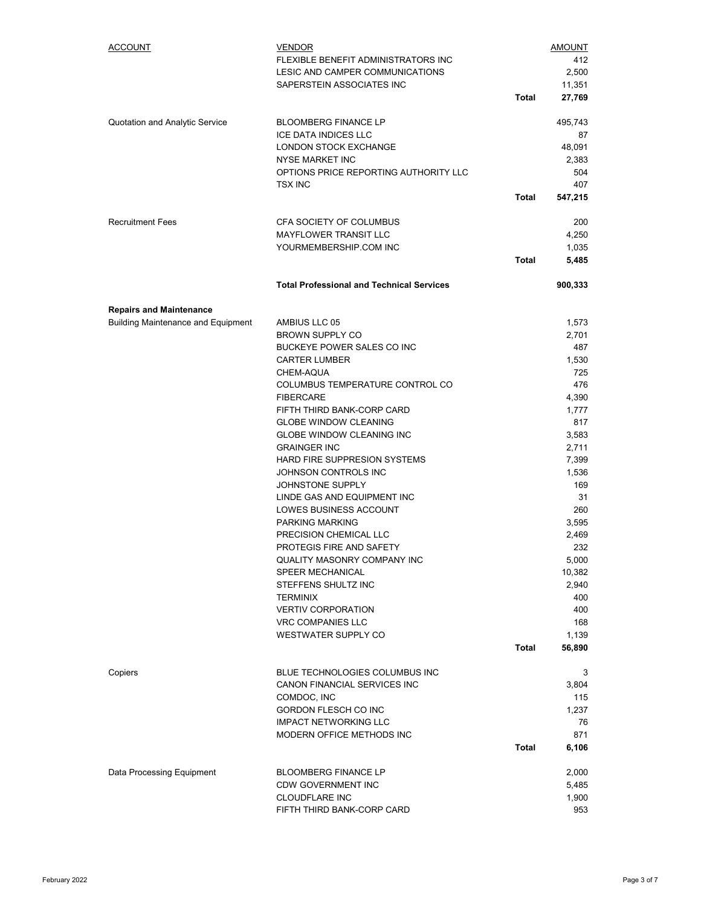| ACCOUNT | VENDOR | | AMOUNT |
|---|---|---|---|
| | FLEXIBLE BENEFIT ADMINISTRATORS INC | | 412 |
| | LESIC AND CAMPER COMMUNICATIONS | | 2,500 |
| | SAPERSTEIN ASSOCIATES INC | | 11,351 |
| | | **Total** | **27,769** |
| Quotation and Analytic Service | BLOOMBERG FINANCE LP | | 495,743 |
| | ICE DATA INDICES LLC | | 87 |
| | LONDON STOCK EXCHANGE | | 48,091 |
| | NYSE MARKET INC | | 2,383 |
| | OPTIONS PRICE REPORTING AUTHORITY LLC | | 504 |
| | TSX INC | | 407 |
| | | **Total** | **547,215** |
| Recruitment Fees | CFA SOCIETY OF COLUMBUS | | 200 |
| | MAYFLOWER TRANSIT LLC | | 4,250 |
| | YOURMEMBERSHIP.COM INC | | 1,035 |
| | | **Total** | **5,485** |
| | **Total Professional and Technical Services** | | **900,333** |
| **Repairs and Maintenance** | | | |
| Building Maintenance and Equipment | AMBIUS LLC 05 | | 1,573 |
| | BROWN SUPPLY CO | | 2,701 |
| | BUCKEYE POWER SALES CO INC | | 487 |
| | CARTER LUMBER | | 1,530 |
| | CHEM-AQUA | | 725 |
| | COLUMBUS TEMPERATURE CONTROL CO | | 476 |
| | FIBERCARE | | 4,390 |
| | FIFTH THIRD BANK-CORP CARD | | 1,777 |
| | GLOBE WINDOW CLEANING | | 817 |
| | GLOBE WINDOW CLEANING INC | | 3,583 |
| | GRAINGER INC | | 2,711 |
| | HARD FIRE SUPPRESION SYSTEMS | | 7,399 |
| | JOHNSON CONTROLS INC | | 1,536 |
| | JOHNSTONE SUPPLY | | 169 |
| | LINDE GAS AND EQUIPMENT INC | | 31 |
| | LOWES BUSINESS ACCOUNT | | 260 |
| | PARKING MARKING | | 3,595 |
| | PRECISION CHEMICAL LLC | | 2,469 |
| | PROTEGIS FIRE AND SAFETY | | 232 |
| | QUALITY MASONRY COMPANY INC | | 5,000 |
| | SPEER MECHANICAL | | 10,382 |
| | STEFFENS SHULTZ INC | | 2,940 |
| | TERMINIX | | 400 |
| | VERTIV CORPORATION | | 400 |
| | VRC COMPANIES LLC | | 168 |
| | WESTWATER SUPPLY CO | | 1,139 |
| | | **Total** | **56,890** |
| Copiers | BLUE TECHNOLOGIES COLUMBUS INC | | 3 |
| | CANON FINANCIAL SERVICES INC | | 3,804 |
| | COMDOC, INC | | 115 |
| | GORDON FLESCH CO INC | | 1,237 |
| | IMPACT NETWORKING LLC | | 76 |
| | MODERN OFFICE METHODS INC | | 871 |
| | | **Total** | **6,106** |
| Data Processing Equipment | BLOOMBERG FINANCE LP | | 2,000 |
| | CDW GOVERNMENT INC | | 5,485 |
| | CLOUDFLARE INC | | 1,900 |
| | FIFTH THIRD BANK-CORP CARD | | 953 |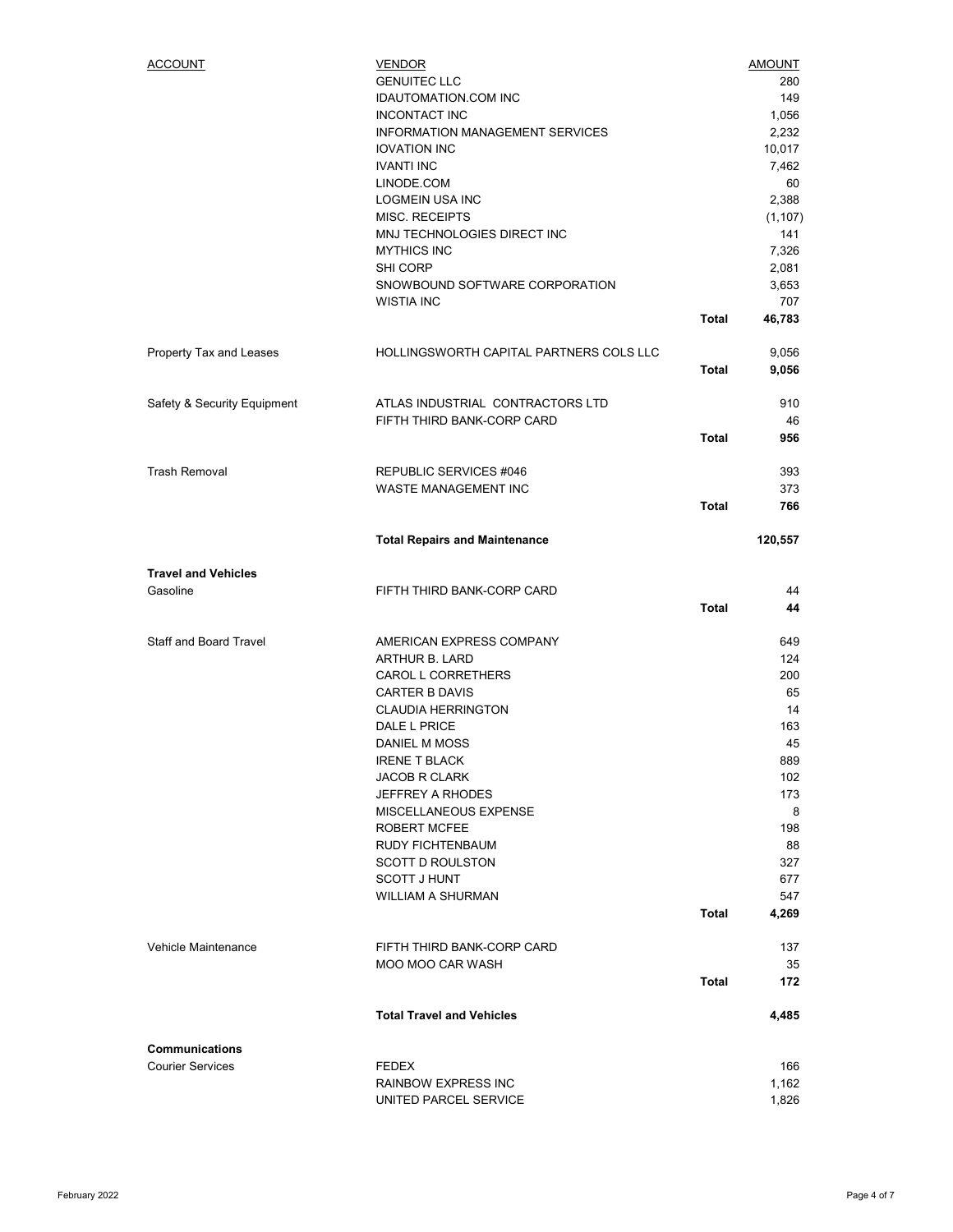| ACCOUNT | VENDOR | | AMOUNT |
|---|---|---|---|
| | GENUITEC LLC | | 280 |
| | IDAUTOMATION.COM INC | | 149 |
| | INCONTACT INC | | 1,056 |
| | INFORMATION MANAGEMENT SERVICES | | 2,232 |
| | IOVATION INC | | 10,017 |
| | IVANTI INC | | 7,462 |
| | LINODE.COM | | 60 |
| | LOGMEIN USA INC | | 2,388 |
| | MISC. RECEIPTS | | (1,107) |
| | MNJ TECHNOLOGIES DIRECT INC | | 141 |
| | MYTHICS INC | | 7,326 |
| | SHI CORP | | 2,081 |
| | SNOWBOUND SOFTWARE CORPORATION | | 3,653 |
| | WISTIA INC | | 707 |
| | | **Total** | **46,783** |
| Property Tax and Leases | HOLLINGSWORTH CAPITAL PARTNERS COLS LLC | | 9,056 |
| | | **Total** | **9,056** |
| Safety & Security Equipment | ATLAS INDUSTRIAL CONTRACTORS LTD | | 910 |
| | FIFTH THIRD BANK-CORP CARD | | 46 |
| | | **Total** | **956** |
| Trash Removal | REPUBLIC SERVICES #046 | | 393 |
| | WASTE MANAGEMENT INC | | 373 |
| | | **Total** | **766** |
| | **Total Repairs and Maintenance** | | **120,557** |
| **Travel and Vehicles** | | | |
| Gasoline | FIFTH THIRD BANK-CORP CARD | | 44 |
| | | **Total** | **44** |
| Staff and Board Travel | AMERICAN EXPRESS COMPANY | | 649 |
| | ARTHUR B. LARD | | 124 |
| | CAROL L CORRETHERS | | 200 |
| | CARTER B DAVIS | | 65 |
| | CLAUDIA HERRINGTON | | 14 |
| | DALE L PRICE | | 163 |
| | DANIEL M MOSS | | 45 |
| | IRENE T BLACK | | 889 |
| | JACOB R CLARK | | 102 |
| | JEFFREY A RHODES | | 173 |
| | MISCELLANEOUS EXPENSE | | 8 |
| | ROBERT MCFEE | | 198 |
| | RUDY FICHTENBAUM | | 88 |
| | SCOTT D ROULSTON | | 327 |
| | SCOTT J HUNT | | 677 |
| | WILLIAM A SHURMAN | | 547 |
| | | **Total** | **4,269** |
| Vehicle Maintenance | FIFTH THIRD BANK-CORP CARD | | 137 |
| | MOO MOO CAR WASH | | 35 |
| | | **Total** | **172** |
| | **Total Travel and Vehicles** | | **4,485** |
| **Communications** | | | |
| Courier Services | FEDEX | | 166 |
| | RAINBOW EXPRESS INC | | 1,162 |
| | UNITED PARCEL SERVICE | | 1,826 |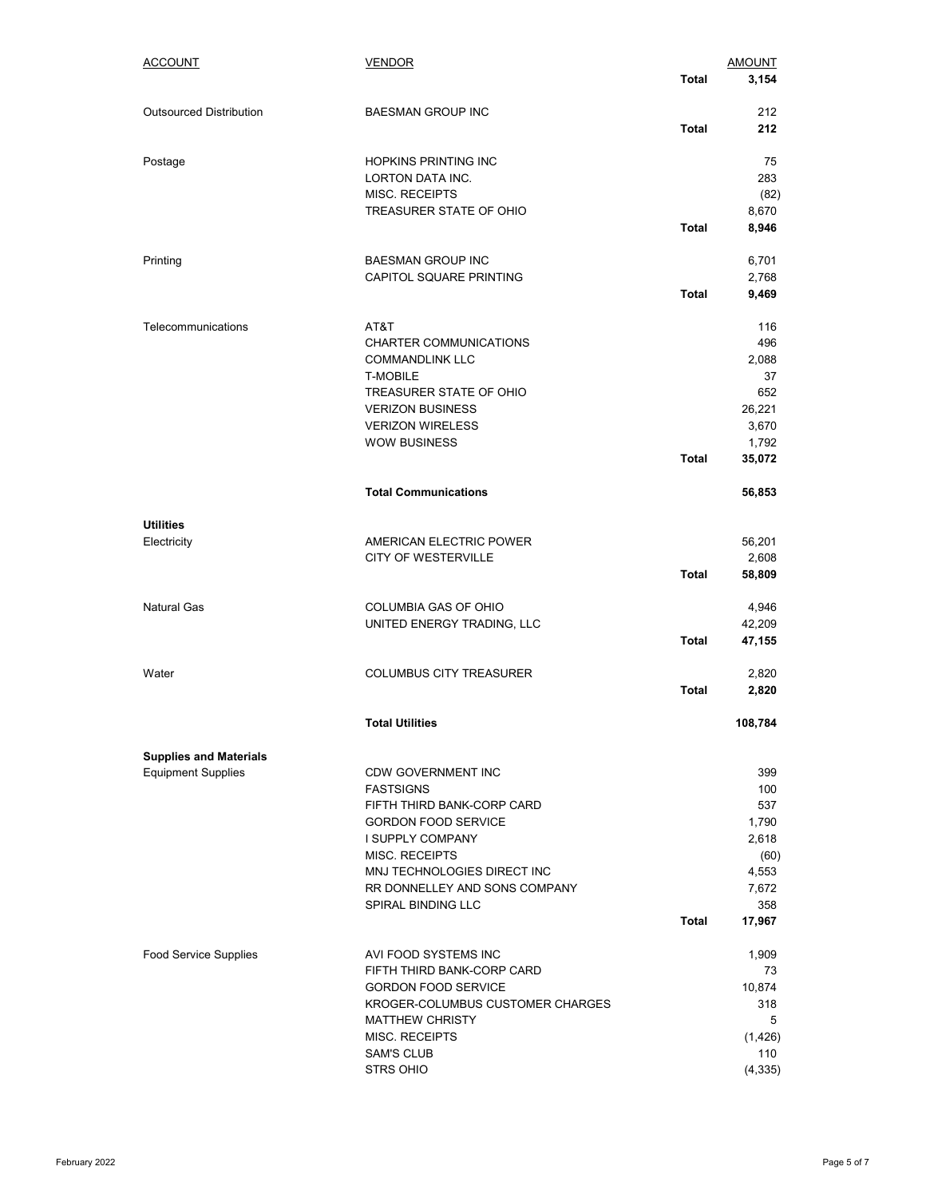| ACCOUNT | VENDOR | | AMOUNT |
|---|---|---|---|
| | | **Total** | **3,154** |
| Outsourced Distribution | BAESMAN GROUP INC | | 212 |
| | | **Total** | **212** |
| Postage | HOPKINS PRINTING INC | | 75 |
| | LORTON DATA INC. | | 283 |
| | MISC. RECEIPTS | | (82) |
| | TREASURER STATE OF OHIO | | 8,670 |
| | | **Total** | **8,946** |
| Printing | BAESMAN GROUP INC | | 6,701 |
| | CAPITOL SQUARE PRINTING | | 2,768 |
| | | **Total** | **9,469** |
| Telecommunications | AT&T | | 116 |
| | CHARTER COMMUNICATIONS | | 496 |
| | COMMANDLINK LLC | | 2,088 |
| | T-MOBILE | | 37 |
| | TREASURER STATE OF OHIO | | 652 |
| | VERIZON BUSINESS | | 26,221 |
| | VERIZON WIRELESS | | 3,670 |
| | WOW BUSINESS | | 1,792 |
| | | **Total** | **35,072** |
| | **Total Communications** | | **56,853** |
| **Utilities** | | | |
| Electricity | AMERICAN ELECTRIC POWER | | 56,201 |
| | CITY OF WESTERVILLE | | 2,608 |
| | | **Total** | **58,809** |
| Natural Gas | COLUMBIA GAS OF OHIO | | 4,946 |
| | UNITED ENERGY TRADING, LLC | | 42,209 |
| | | **Total** | **47,155** |
| Water | COLUMBUS CITY TREASURER | | 2,820 |
| | | **Total** | **2,820** |
| | **Total Utilities** | | **108,784** |
| **Supplies and Materials** | | | |
| Equipment Supplies | CDW GOVERNMENT INC | | 399 |
| | FASTSIGNS | | 100 |
| | FIFTH THIRD BANK-CORP CARD | | 537 |
| | GORDON FOOD SERVICE | | 1,790 |
| | I SUPPLY COMPANY | | 2,618 |
| | MISC. RECEIPTS | | (60) |
| | MNJ TECHNOLOGIES DIRECT INC | | 4,553 |
| | RR DONNELLEY AND SONS COMPANY | | 7,672 |
| | SPIRAL BINDING LLC | | 358 |
| | | **Total** | **17,967** |
| Food Service Supplies | AVI FOOD SYSTEMS INC | | 1,909 |
| | FIFTH THIRD BANK-CORP CARD | | 73 |
| | GORDON FOOD SERVICE | | 10,874 |
| | KROGER-COLUMBUS CUSTOMER CHARGES | | 318 |
| | MATTHEW CHRISTY | | 5 |
| | MISC. RECEIPTS | | (1,426) |
| | SAM'S CLUB | | 110 |
| | STRS OHIO | | (4,335) |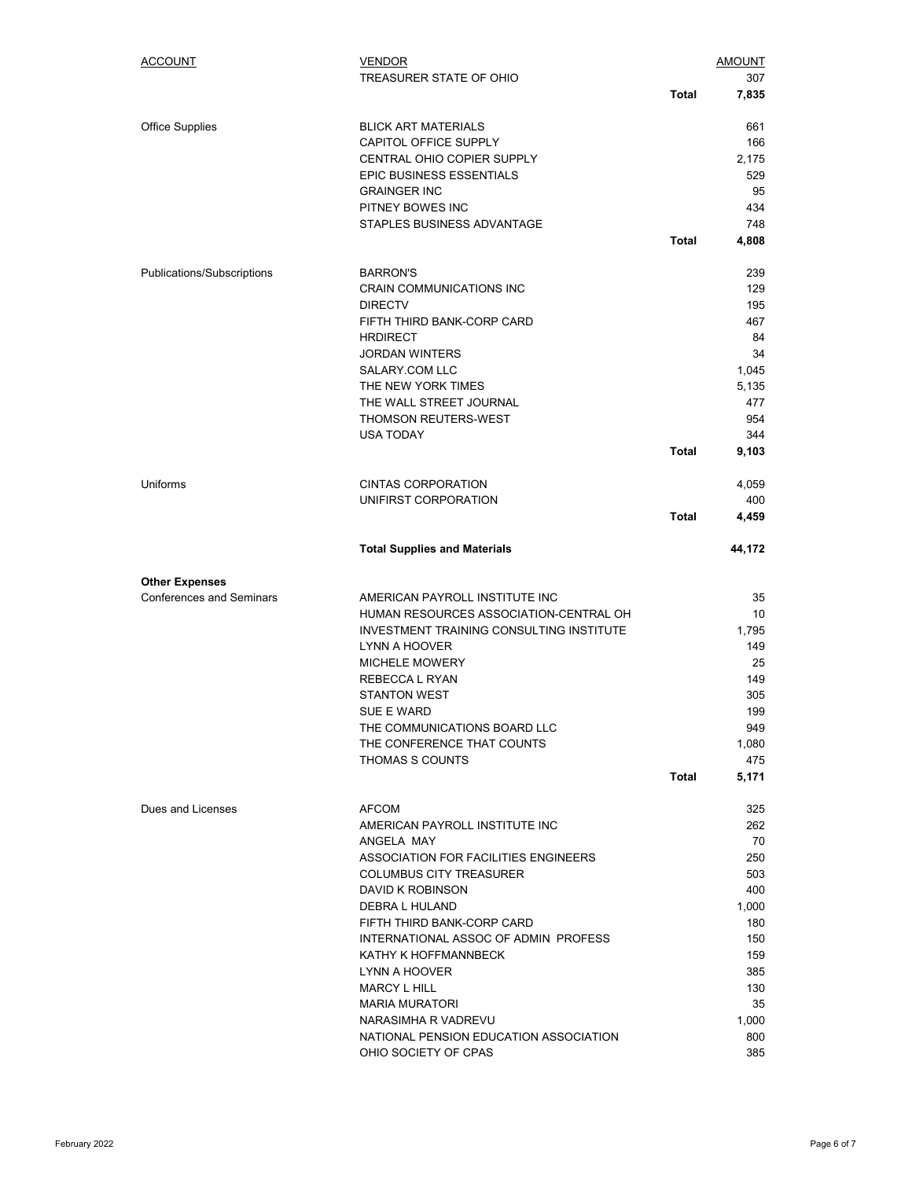| ACCOUNT | VENDOR | | AMOUNT |
|---|---|---|---|
| | TREASURER STATE OF OHIO | | 307 |
| | | **Total** | **7,835** |
| | | | |
| Office Supplies | BLICK ART MATERIALS | | 661 |
| | CAPITOL OFFICE SUPPLY | | 166 |
| | CENTRAL OHIO COPIER SUPPLY | | 2,175 |
| | EPIC BUSINESS ESSENTIALS | | 529 |
| | GRAINGER INC | | 95 |
| | PITNEY BOWES INC | | 434 |
| | STAPLES BUSINESS ADVANTAGE | | 748 |
| | | **Total** | **4,808** |
| | | | |
| Publications/Subscriptions | BARRON'S | | 239 |
| | CRAIN COMMUNICATIONS INC | | 129 |
| | DIRECTV | | 195 |
| | FIFTH THIRD BANK-CORP CARD | | 467 |
| | HRDIRECT | | 84 |
| | JORDAN WINTERS | | 34 |
| | SALARY.COM LLC | | 1,045 |
| | THE NEW YORK TIMES | | 5,135 |
| | THE WALL STREET JOURNAL | | 477 |
| | THOMSON REUTERS-WEST | | 954 |
| | USA TODAY | | 344 |
| | | **Total** | **9,103** |
| | | | |
| Uniforms | CINTAS CORPORATION | | 4,059 |
| | UNIFIRST CORPORATION | | 400 |
| | | **Total** | **4,459** |
| | | | |
| | **Total Supplies and Materials** | | **44,172** |
| | | | |
| **Other Expenses** | | | |
| Conferences and Seminars | AMERICAN PAYROLL INSTITUTE INC | | 35 |
| | HUMAN RESOURCES ASSOCIATION-CENTRAL OH | | 10 |
| | INVESTMENT TRAINING CONSULTING INSTITUTE | | 1,795 |
| | LYNN A HOOVER | | 149 |
| | MICHELE MOWERY | | 25 |
| | REBECCA L RYAN | | 149 |
| | STANTON WEST | | 305 |
| | SUE E WARD | | 199 |
| | THE COMMUNICATIONS BOARD LLC | | 949 |
| | THE CONFERENCE THAT COUNTS | | 1,080 |
| | THOMAS S COUNTS | | 475 |
| | | **Total** | **5,171** |
| | | | |
| Dues and Licenses | AFCOM | | 325 |
| | AMERICAN PAYROLL INSTITUTE INC | | 262 |
| | ANGELA MAY | | 70 |
| | ASSOCIATION FOR FACILITIES ENGINEERS | | 250 |
| | COLUMBUS CITY TREASURER | | 503 |
| | DAVID K ROBINSON | | 400 |
| | DEBRA L HULAND | | 1,000 |
| | FIFTH THIRD BANK-CORP CARD | | 180 |
| | INTERNATIONAL ASSOC OF ADMIN PROFESS | | 150 |
| | KATHY K HOFFMANNBECK | | 159 |
| | LYNN A HOOVER | | 385 |
| | MARCY L HILL | | 130 |
| | MARIA MURATORI | | 35 |
| | NARASIMHA R VADREVU | | 1,000 |
| | NATIONAL PENSION EDUCATION ASSOCIATION | | 800 |
| | OHIO SOCIETY OF CPAS | | 385 |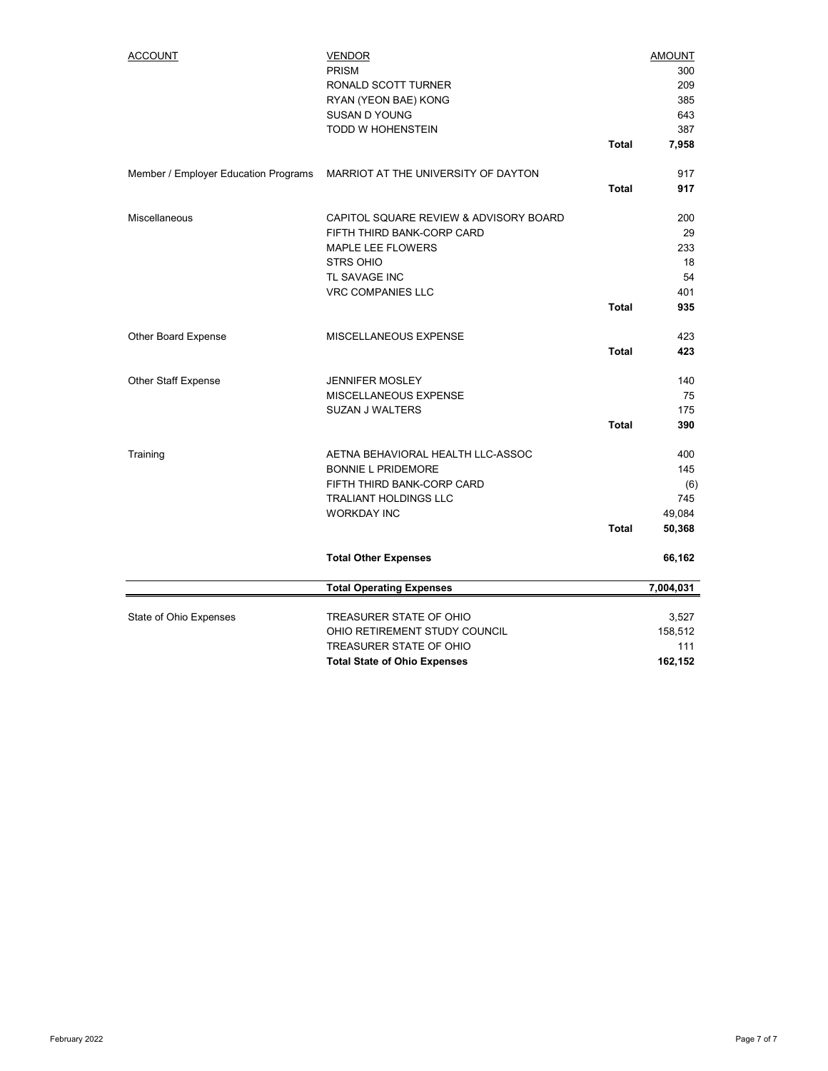| ACCOUNT | VENDOR | | AMOUNT |
|---|---|---|---|
| | PRISM | | 300 |
| | RONALD SCOTT TURNER | | 209 |
| | RYAN (YEON BAE) KONG | | 385 |
| | SUSAN D YOUNG | | 643 |
| | TODD W HOHENSTEIN | | 387 |
| | | **Total** | **7,958** |
| Member / Employer Education Programs | MARRIOT AT THE UNIVERSITY OF DAYTON | | 917 |
| | | **Total** | **917** |
| Miscellaneous | CAPITOL SQUARE REVIEW & ADVISORY BOARD | | 200 |
| | FIFTH THIRD BANK-CORP CARD | | 29 |
| | MAPLE LEE FLOWERS | | 233 |
| | STRS OHIO | | 18 |
| | TL SAVAGE INC | | 54 |
| | VRC COMPANIES LLC | | 401 |
| | | **Total** | **935** |
| Other Board Expense | MISCELLANEOUS EXPENSE | | 423 |
| | | **Total** | **423** |
| Other Staff Expense | JENNIFER MOSLEY | | 140 |
| | MISCELLANEOUS EXPENSE | | 75 |
| | SUZAN J WALTERS | | 175 |
| | | **Total** | **390** |
| Training | AETNA BEHAVIORAL HEALTH LLC-ASSOC | | 400 |
| | BONNIE L PRIDEMORE | | 145 |
| | FIFTH THIRD BANK-CORP CARD | | (6) |
| | TRALIANT HOLDINGS LLC | | 745 |
| | WORKDAY INC | | 49,084 |
| | | **Total** | **50,368** |
| | **Total Other Expenses** | | **66,162** |
| | **Total Operating Expenses** | | **7,004,031** |
| State of Ohio Expenses | TREASURER STATE OF OHIO | | 3,527 |
| | OHIO RETIREMENT STUDY COUNCIL | | 158,512 |
| | TREASURER STATE OF OHIO | | 111 |
| | **Total State of Ohio Expenses** | | **162,152** |

February 2022